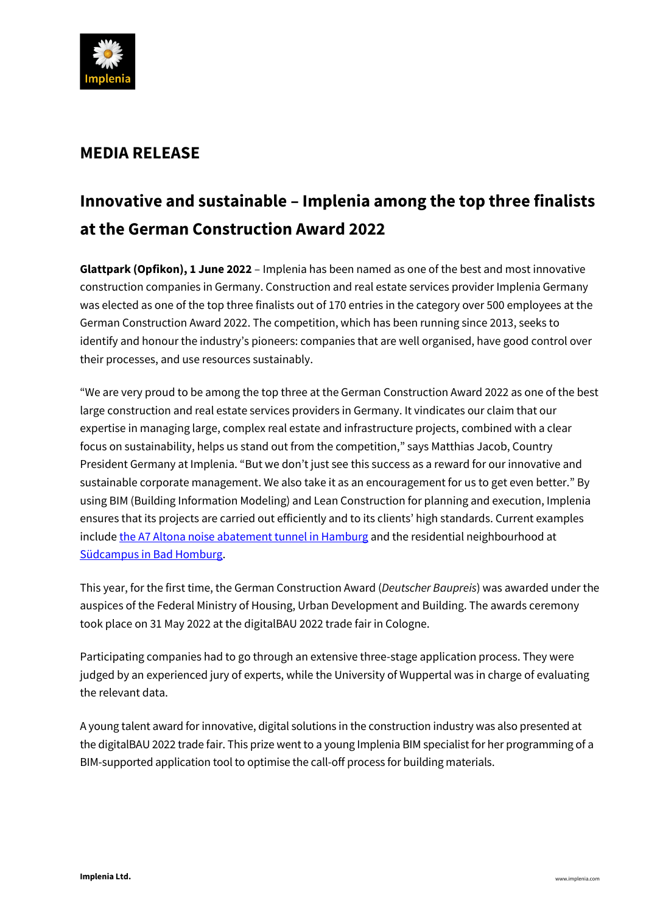# MEDIA RELEASE

## Innovative and sustainable – Implenia among the top three finalists at the German Construction Award 2022

**Glattpark (Opfikon), 1 June 2022** – Implenia has been named as one of the best and most innovative construction companies in Germany. Construction and real estate services provider Implenia Germany was elected as one of the top three finalists out of 170 entries in the category over 500 employees at the German Construction Award 2022. The competition, which has been running since 2013, seeks to identify and honour the industry's pioneers: companies that are well organised, have good control over their processes, and use resources sustainably.

"We are very proud to be among the top three at the German Construction Award 2022 as one of the best large construction and real estate services providers in Germany. It vindicates our claim that our expertise in managing large, complex real estate and infrastructure projects, combined with a clear focus on sustainability, helps us stand out from the competition," says Matthias Jacob, Country President Germany at Implenia. "But we don't just see this success as a reward for our innovative and sustainable corporate management. We also take it as an encouragement for us to get even better." By using BIM (Building Information Modeling) and Lean Construction for planning and execution, Implenia ensures that its projects are carried out efficiently and to its clients' high standards. Current examples include the A7 Altona noise abatement tunnel in Hamburg and the residential neighbourhood at Südcampus in Bad Homburg.

This year, for the first time, the German Construction Award (*Deutscher Baupreis*) was awarded under the auspices of the Federal Ministry of Housing, Urban Development and Building. The awards ceremony took place on 31 May 2022 at the digitalBAU 2022 trade fair in Cologne.

Participating companies had to go through an extensive three-stage application process. They were judged by an experienced jury of experts, while the University of Wuppertal was in charge of evaluating the relevant data.

A young talent award for innovative, digital solutions in the construction industry was also presented at the digitalBAU 2022 trade fair. This prize went to a young Implenia BIM specialist for her programming of a BIM-supported application tool to optimise the call-off process for building materials.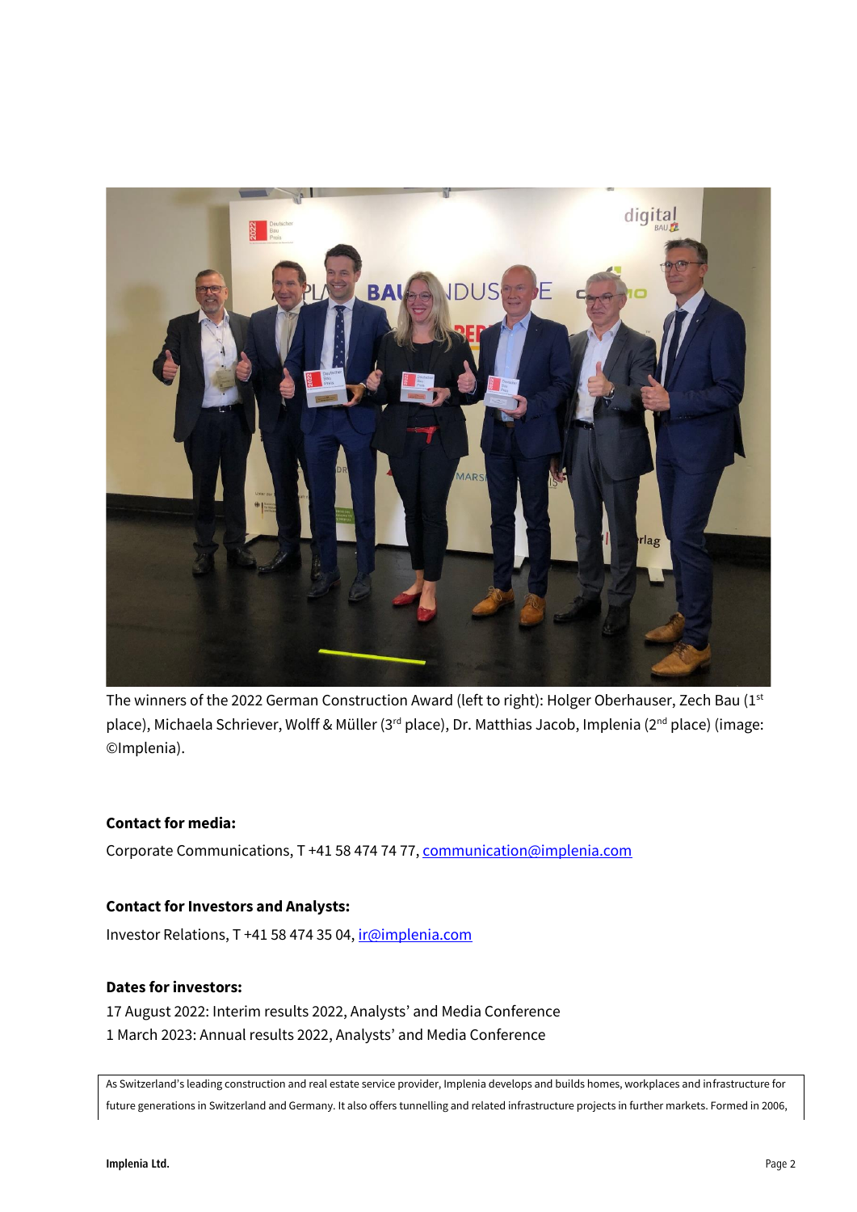The winners of the 2022 German Construction Award (left to right): Holger Oberhauser, Zech Bau (1st place), Michaela Schriever, Wolff & Müller (3rd place), Dr. Matthias Jacob, Implenia (2nd place) (image: ©Implenia).

**Contact for media:**

Corporate Communications, T +41 58 474 74 77, communication@implenia.com

**Contact for Investors and Analysts:**

Investor Relations, T +41 58 474 35 04, ir@implenia.com

**Dates for investors:**

17 August 2022: Interim results 2022, Analysts' and Media Conference
1 March 2023: Annual results 2022, Analysts' and Media Conference

As Switzerland's leading construction and real estate service provider, Implenia develops and builds homes, workplaces and infrastructure for future generations in Switzerland and Germany. It also offers tunnelling and related infrastructure projects in further markets. Formed in 2006,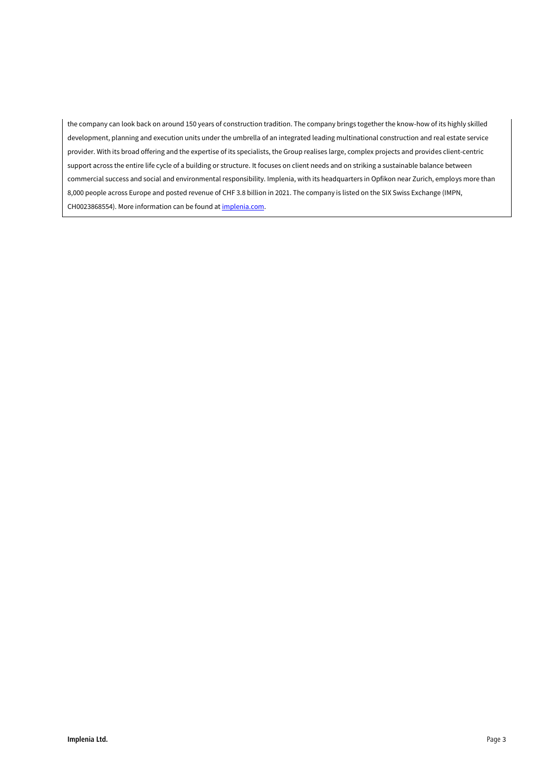the company can look back on around 150 years of construction tradition. The company brings together the know-how of its highly skilled development, planning and execution units under the umbrella of an integrated leading multinational construction and real estate service provider. With its broad offering and the expertise of its specialists, the Group realises large, complex projects and provides client-centric support across the entire life cycle of a building or structure. It focuses on client needs and on striking a sustainable balance between commercial success and social and environmental responsibility. Implenia, with its headquarters in Opfikon near Zurich, employs more than 8,000 people across Europe and posted revenue of CHF 3.8 billion in 2021. The company is listed on the SIX Swiss Exchange (IMPN, CH0023868554). More information can be found at [implenia.com](https://implenia.com).